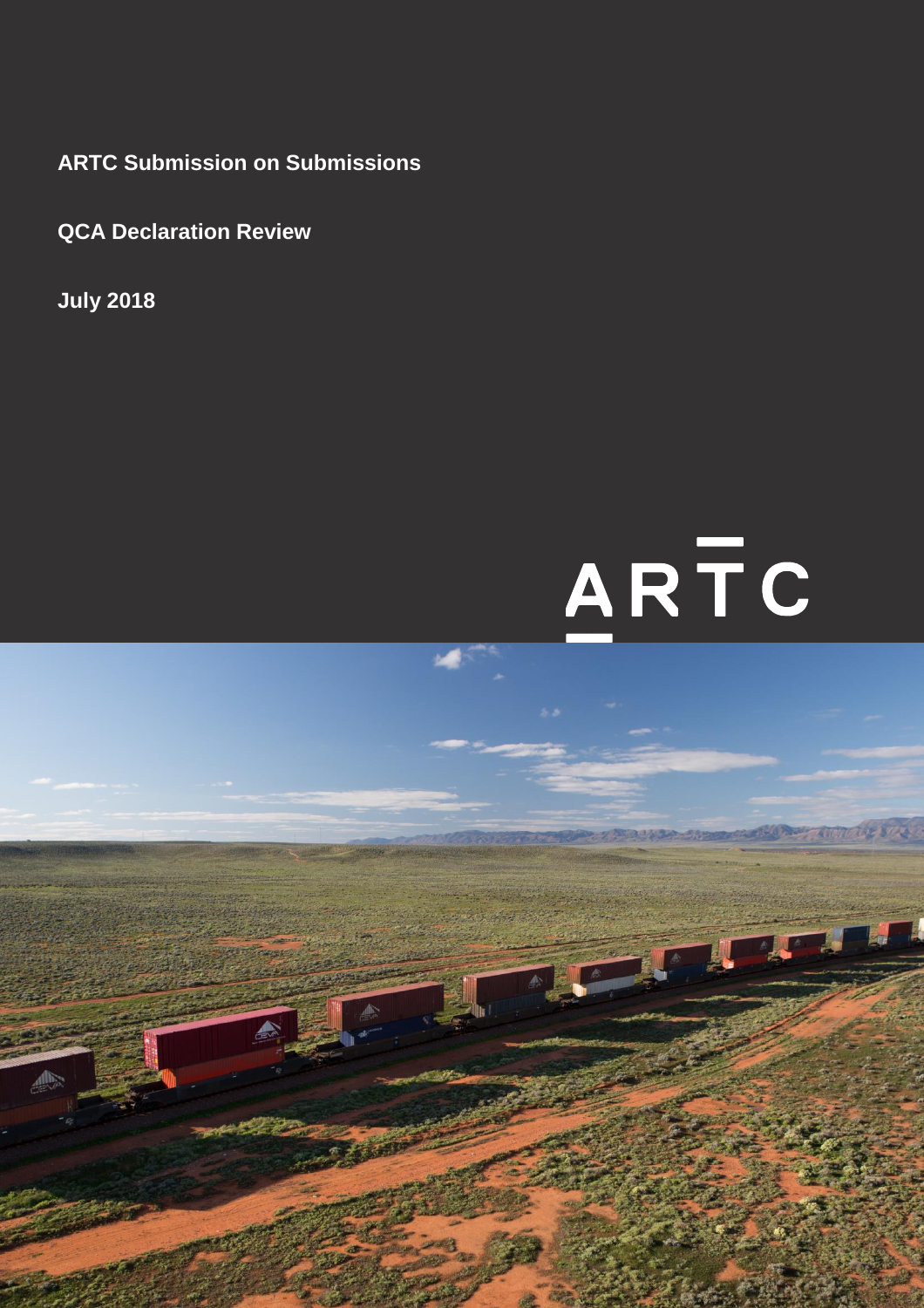# ARTC Submission on Submissions

## QCA Declaration Review

July 2018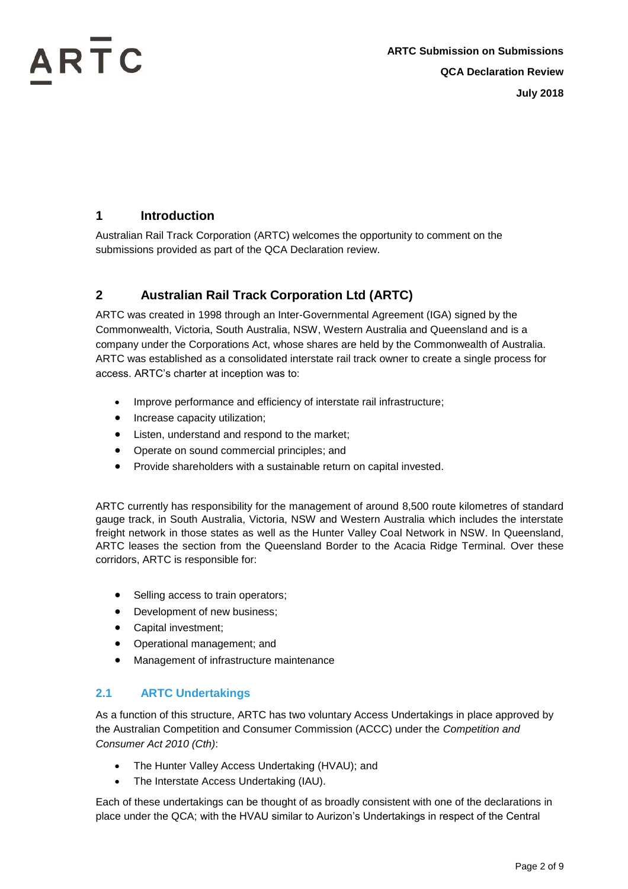## 1 Introduction

Australian Rail Track Corporation (ARTC) welcomes the opportunity to comment on the submissions provided as part of the QCA Declaration review.

## 2 Australian Rail Track Corporation Ltd (ARTC)

ARTC was created in 1998 through an Inter-Governmental Agreement (IGA) signed by the Commonwealth, Victoria, South Australia, NSW, Western Australia and Queensland and is a company under the Corporations Act, whose shares are held by the Commonwealth of Australia. ARTC was established as a consolidated interstate rail track owner to create a single process for access. ARTC's charter at inception was to:

- Improve performance and efficiency of interstate rail infrastructure;
- Increase capacity utilization;
- Listen, understand and respond to the market;
- Operate on sound commercial principles; and
- Provide shareholders with a sustainable return on capital invested.

ARTC currently has responsibility for the management of around 8,500 route kilometres of standard gauge track, in South Australia, Victoria, NSW and Western Australia which includes the interstate freight network in those states as well as the Hunter Valley Coal Network in NSW. In Queensland, ARTC leases the section from the Queensland Border to the Acacia Ridge Terminal. Over these corridors, ARTC is responsible for:

- Selling access to train operators;
- Development of new business;
- Capital investment;
- Operational management; and
- Management of infrastructure maintenance

### 2.1 ARTC Undertakings

As a function of this structure, ARTC has two voluntary Access Undertakings in place approved by the Australian Competition and Consumer Commission (ACCC) under the *Competition and Consumer Act 2010 (Cth)*:

- The Hunter Valley Access Undertaking (HVAU); and
- The Interstate Access Undertaking (IAU).

Each of these undertakings can be thought of as broadly consistent with one of the declarations in place under the QCA; with the HVAU similar to Aurizon's Undertakings in respect of the Central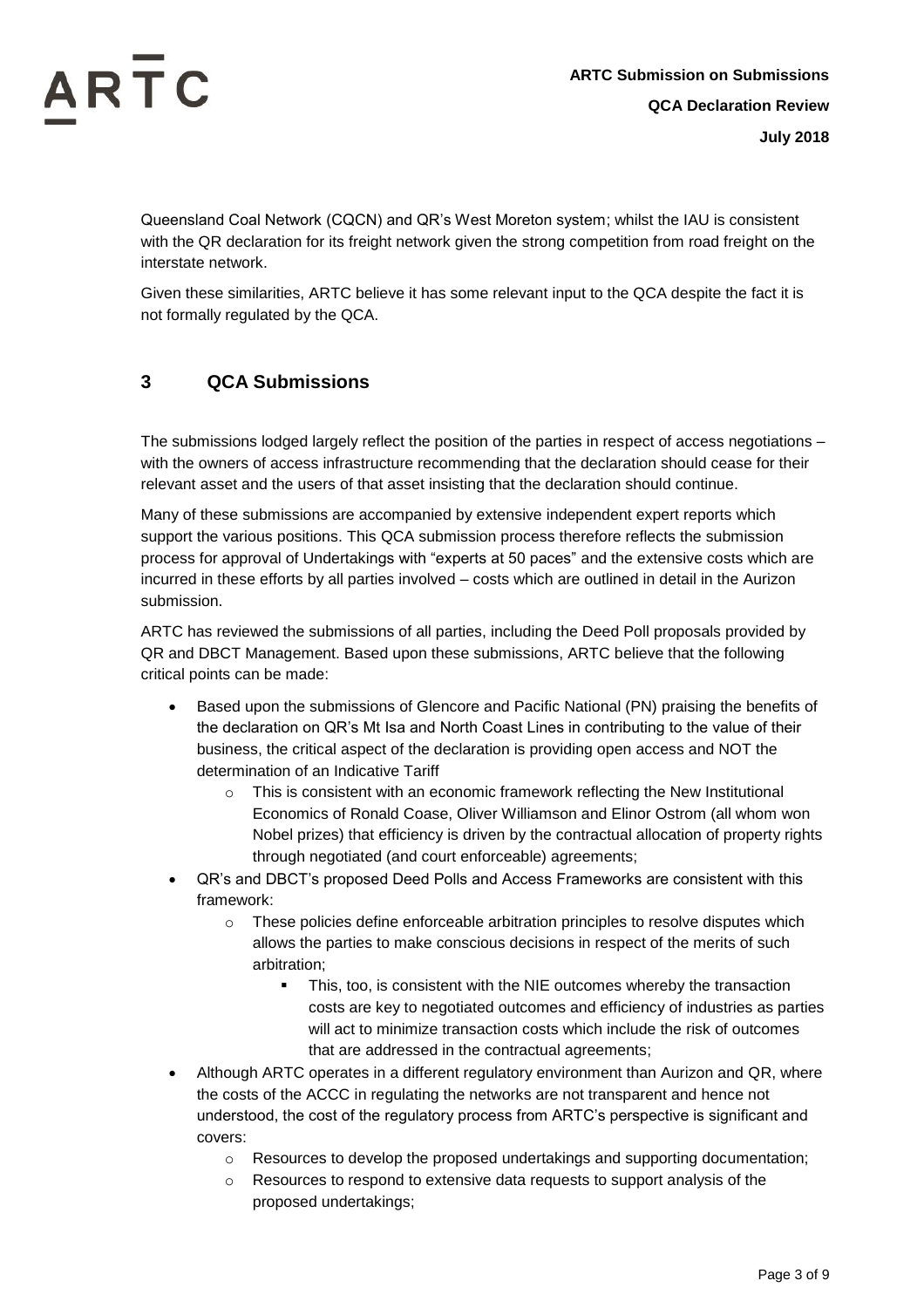Queensland Coal Network (CQCN) and QR's West Moreton system; whilst the IAU is consistent with the QR declaration for its freight network given the strong competition from road freight on the interstate network.

Given these similarities, ARTC believe it has some relevant input to the QCA despite the fact it is not formally regulated by the QCA.

## 3 QCA Submissions

The submissions lodged largely reflect the position of the parties in respect of access negotiations – with the owners of access infrastructure recommending that the declaration should cease for their relevant asset and the users of that asset insisting that the declaration should continue.

Many of these submissions are accompanied by extensive independent expert reports which support the various positions. This QCA submission process therefore reflects the submission process for approval of Undertakings with "experts at 50 paces" and the extensive costs which are incurred in these efforts by all parties involved – costs which are outlined in detail in the Aurizon submission.

ARTC has reviewed the submissions of all parties, including the Deed Poll proposals provided by QR and DBCT Management. Based upon these submissions, ARTC believe that the following critical points can be made:

- Based upon the submissions of Glencore and Pacific National (PN) praising the benefits of the declaration on QR's Mt Isa and North Coast Lines in contributing to the value of their business, the critical aspect of the declaration is providing open access and NOT the determination of an Indicative Tariff
  - This is consistent with an economic framework reflecting the New Institutional Economics of Ronald Coase, Oliver Williamson and Elinor Ostrom (all whom won Nobel prizes) that efficiency is driven by the contractual allocation of property rights through negotiated (and court enforceable) agreements;
- QR's and DBCT's proposed Deed Polls and Access Frameworks are consistent with this framework:
  - These policies define enforceable arbitration principles to resolve disputes which allows the parties to make conscious decisions in respect of the merits of such arbitration;
    - This, too, is consistent with the NIE outcomes whereby the transaction costs are key to negotiated outcomes and efficiency of industries as parties will act to minimize transaction costs which include the risk of outcomes that are addressed in the contractual agreements;
- Although ARTC operates in a different regulatory environment than Aurizon and QR, where the costs of the ACCC in regulating the networks are not transparent and hence not understood, the cost of the regulatory process from ARTC's perspective is significant and covers:
  - Resources to develop the proposed undertakings and supporting documentation;
  - Resources to respond to extensive data requests to support analysis of the proposed undertakings;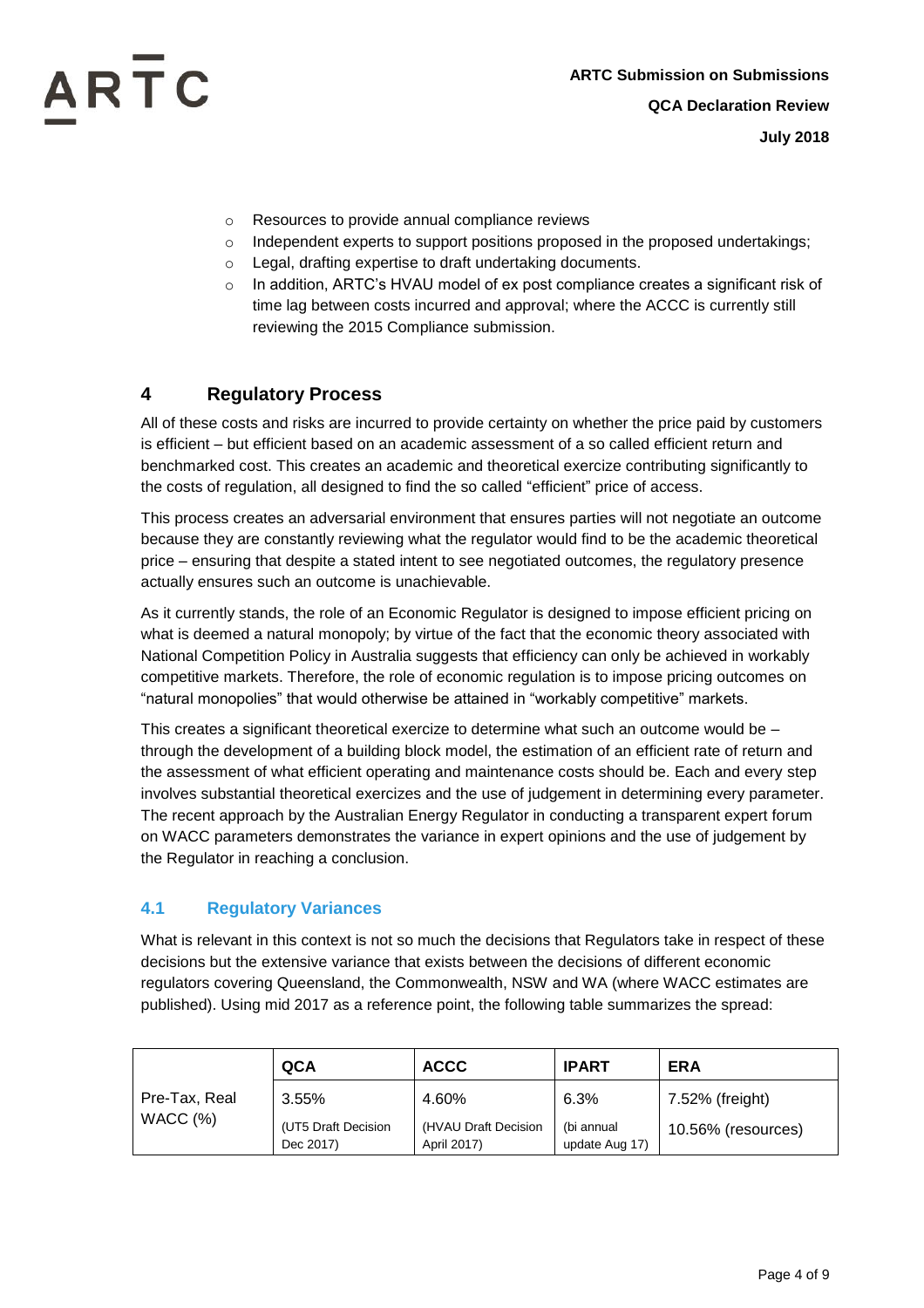- Resources to provide annual compliance reviews
- Independent experts to support positions proposed in the proposed undertakings;
- Legal, drafting expertise to draft undertaking documents.
- In addition, ARTC's HVAU model of ex post compliance creates a significant risk of time lag between costs incurred and approval; where the ACCC is currently still reviewing the 2015 Compliance submission.

## 4 Regulatory Process

All of these costs and risks are incurred to provide certainty on whether the price paid by customers is efficient – but efficient based on an academic assessment of a so called efficient return and benchmarked cost. This creates an academic and theoretical exercize contributing significantly to the costs of regulation, all designed to find the so called "efficient" price of access.

This process creates an adversarial environment that ensures parties will not negotiate an outcome because they are constantly reviewing what the regulator would find to be the academic theoretical price – ensuring that despite a stated intent to see negotiated outcomes, the regulatory presence actually ensures such an outcome is unachievable.

As it currently stands, the role of an Economic Regulator is designed to impose efficient pricing on what is deemed a natural monopoly; by virtue of the fact that the economic theory associated with National Competition Policy in Australia suggests that efficiency can only be achieved in workably competitive markets. Therefore, the role of economic regulation is to impose pricing outcomes on "natural monopolies" that would otherwise be attained in "workably competitive" markets.

This creates a significant theoretical exercize to determine what such an outcome would be – through the development of a building block model, the estimation of an efficient rate of return and the assessment of what efficient operating and maintenance costs should be. Each and every step involves substantial theoretical exercizes and the use of judgement in determining every parameter. The recent approach by the Australian Energy Regulator in conducting a transparent expert forum on WACC parameters demonstrates the variance in expert opinions and the use of judgement by the Regulator in reaching a conclusion.

### 4.1 Regulatory Variances

What is relevant in this context is not so much the decisions that Regulators take in respect of these decisions but the extensive variance that exists between the decisions of different economic regulators covering Queensland, the Commonwealth, NSW and WA (where WACC estimates are published). Using mid 2017 as a reference point, the following table summarizes the spread:

| | QCA | ACCC | IPART | ERA |
|---|---|---|---|---|
| Pre-Tax, Real WACC (%) | 3.55% (UT5 Draft Decision Dec 2017) | 4.60% (HVAU Draft Decision April 2017) | 6.3% (bi annual update Aug 17) | 7.52% (freight) 10.56% (resources) |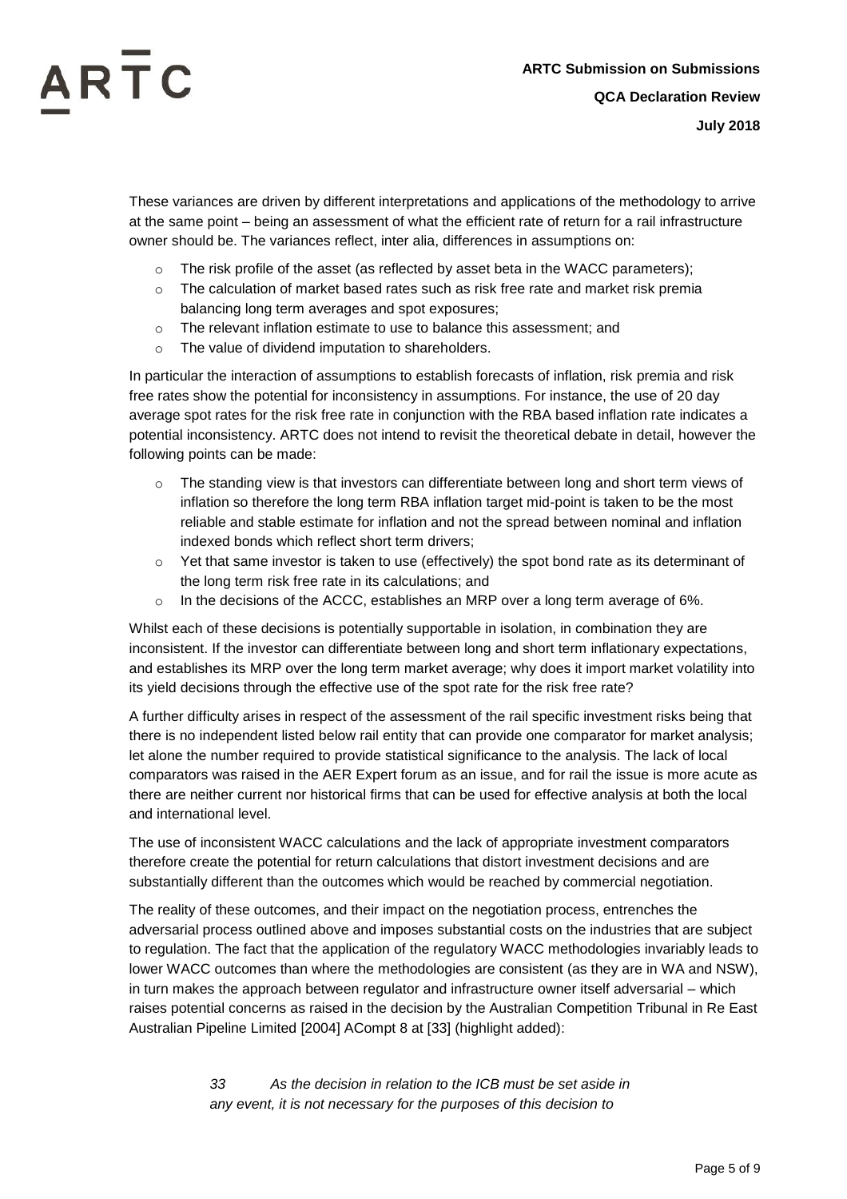These variances are driven by different interpretations and applications of the methodology to arrive at the same point – being an assessment of what the efficient rate of return for a rail infrastructure owner should be. The variances reflect, inter alia, differences in assumptions on:

- The risk profile of the asset (as reflected by asset beta in the WACC parameters);
- The calculation of market based rates such as risk free rate and market risk premia balancing long term averages and spot exposures;
- The relevant inflation estimate to use to balance this assessment; and
- The value of dividend imputation to shareholders.

In particular the interaction of assumptions to establish forecasts of inflation, risk premia and risk free rates show the potential for inconsistency in assumptions. For instance, the use of 20 day average spot rates for the risk free rate in conjunction with the RBA based inflation rate indicates a potential inconsistency. ARTC does not intend to revisit the theoretical debate in detail, however the following points can be made:

- The standing view is that investors can differentiate between long and short term views of inflation so therefore the long term RBA inflation target mid-point is taken to be the most reliable and stable estimate for inflation and not the spread between nominal and inflation indexed bonds which reflect short term drivers;
- Yet that same investor is taken to use (effectively) the spot bond rate as its determinant of the long term risk free rate in its calculations; and
- In the decisions of the ACCC, establishes an MRP over a long term average of 6%.

Whilst each of these decisions is potentially supportable in isolation, in combination they are inconsistent. If the investor can differentiate between long and short term inflationary expectations, and establishes its MRP over the long term market average; why does it import market volatility into its yield decisions through the effective use of the spot rate for the risk free rate?

A further difficulty arises in respect of the assessment of the rail specific investment risks being that there is no independent listed below rail entity that can provide one comparator for market analysis; let alone the number required to provide statistical significance to the analysis. The lack of local comparators was raised in the AER Expert forum as an issue, and for rail the issue is more acute as there are neither current nor historical firms that can be used for effective analysis at both the local and international level.

The use of inconsistent WACC calculations and the lack of appropriate investment comparators therefore create the potential for return calculations that distort investment decisions and are substantially different than the outcomes which would be reached by commercial negotiation.

The reality of these outcomes, and their impact on the negotiation process, entrenches the adversarial process outlined above and imposes substantial costs on the industries that are subject to regulation. The fact that the application of the regulatory WACC methodologies invariably leads to lower WACC outcomes than where the methodologies are consistent (as they are in WA and NSW), in turn makes the approach between regulator and infrastructure owner itself adversarial – which raises potential concerns as raised in the decision by the Australian Competition Tribunal in Re East Australian Pipeline Limited [2004] ACompt 8 at [33] (highlight added):

> *33 As the decision in relation to the ICB must be set aside in any event, it is not necessary for the purposes of this decision to*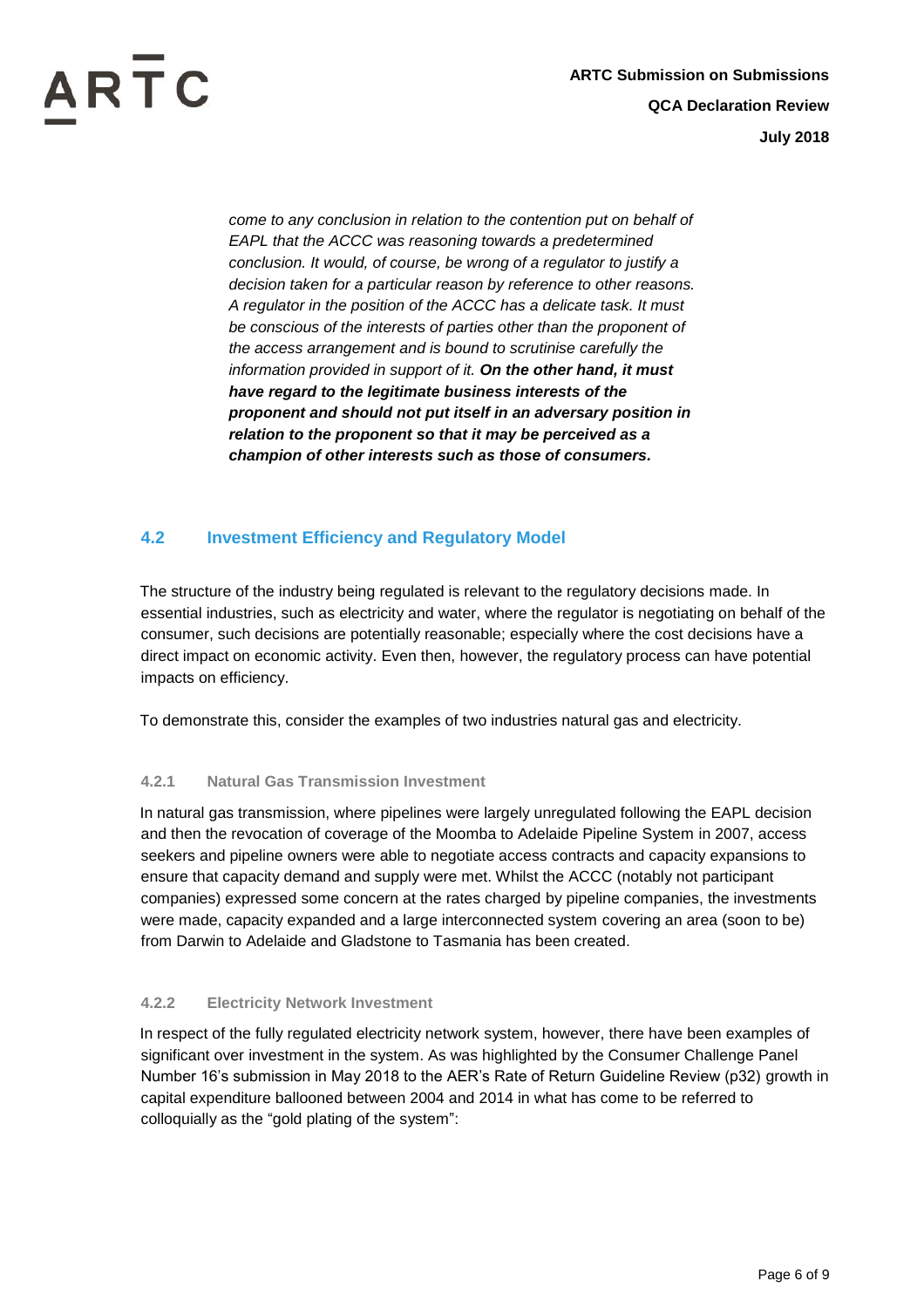*come to any conclusion in relation to the contention put on behalf of EAPL that the ACCC was reasoning towards a predetermined conclusion. It would, of course, be wrong of a regulator to justify a decision taken for a particular reason by reference to other reasons. A regulator in the position of the ACCC has a delicate task. It must be conscious of the interests of parties other than the proponent of the access arrangement and is bound to scrutinise carefully the information provided in support of it.* ***On the other hand, it must have regard to the legitimate business interests of the proponent and should not put itself in an adversary position in relation to the proponent so that it may be perceived as a champion of other interests such as those of consumers.***

## 4.2 Investment Efficiency and Regulatory Model

The structure of the industry being regulated is relevant to the regulatory decisions made. In essential industries, such as electricity and water, where the regulator is negotiating on behalf of the consumer, such decisions are potentially reasonable; especially where the cost decisions have a direct impact on economic activity. Even then, however, the regulatory process can have potential impacts on efficiency.

To demonstrate this, consider the examples of two industries natural gas and electricity.

### 4.2.1 Natural Gas Transmission Investment

In natural gas transmission, where pipelines were largely unregulated following the EAPL decision and then the revocation of coverage of the Moomba to Adelaide Pipeline System in 2007, access seekers and pipeline owners were able to negotiate access contracts and capacity expansions to ensure that capacity demand and supply were met. Whilst the ACCC (notably not participant companies) expressed some concern at the rates charged by pipeline companies, the investments were made, capacity expanded and a large interconnected system covering an area (soon to be) from Darwin to Adelaide and Gladstone to Tasmania has been created.

### 4.2.2 Electricity Network Investment

In respect of the fully regulated electricity network system, however, there have been examples of significant over investment in the system. As was highlighted by the Consumer Challenge Panel Number 16's submission in May 2018 to the AER's Rate of Return Guideline Review (p32) growth in capital expenditure ballooned between 2004 and 2014 in what has come to be referred to colloquially as the "gold plating of the system":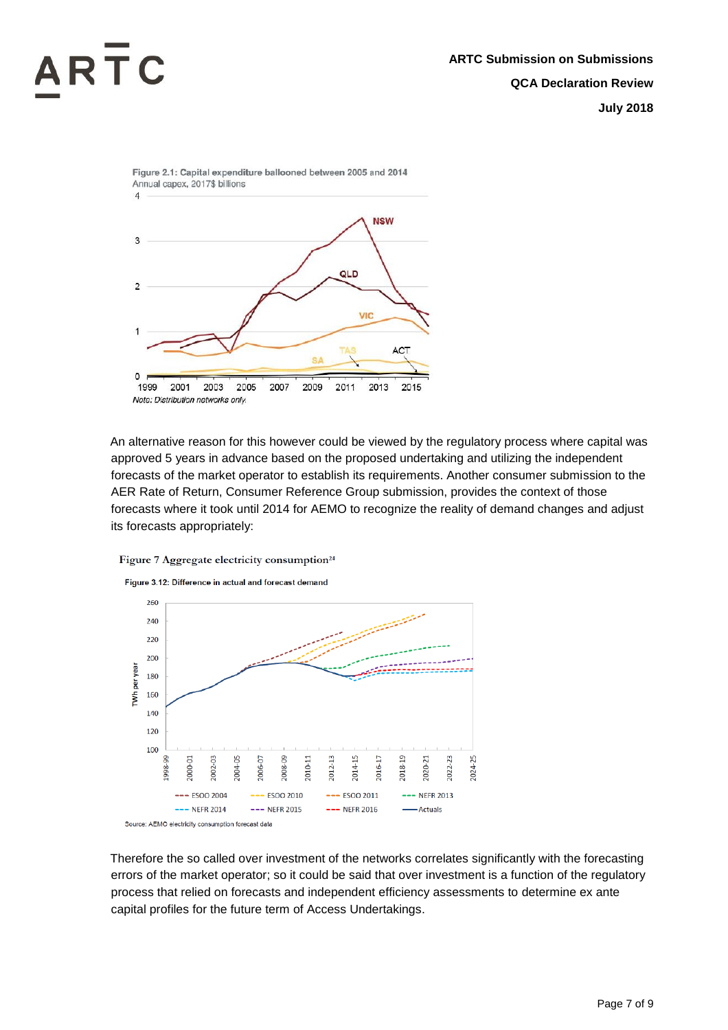Figure 2.1: Capital expenditure ballooned between 2005 and 2014
Annual capex, 2017$ billions

Note: Distribution networks only

An alternative reason for this however could be viewed by the regulatory process where capital was approved 5 years in advance based on the proposed undertaking and utilizing the independent forecasts of the market operator to establish its requirements. Another consumer submission to the AER Rate of Return, Consumer Reference Group submission, provides the context of those forecasts where it took until 2014 for AEMO to recognize the reality of demand changes and adjust its forecasts appropriately:

**Figure 7 Aggregate electricity consumption**[24]

Figure 3.12: Difference in actual and forecast demand

Source: AEMO electricity consumption forecast data

Therefore the so called over investment of the networks correlates significantly with the forecasting errors of the market operator; so it could be said that over investment is a function of the regulatory process that relied on forecasts and independent efficiency assessments to determine ex ante capital profiles for the future term of Access Undertakings.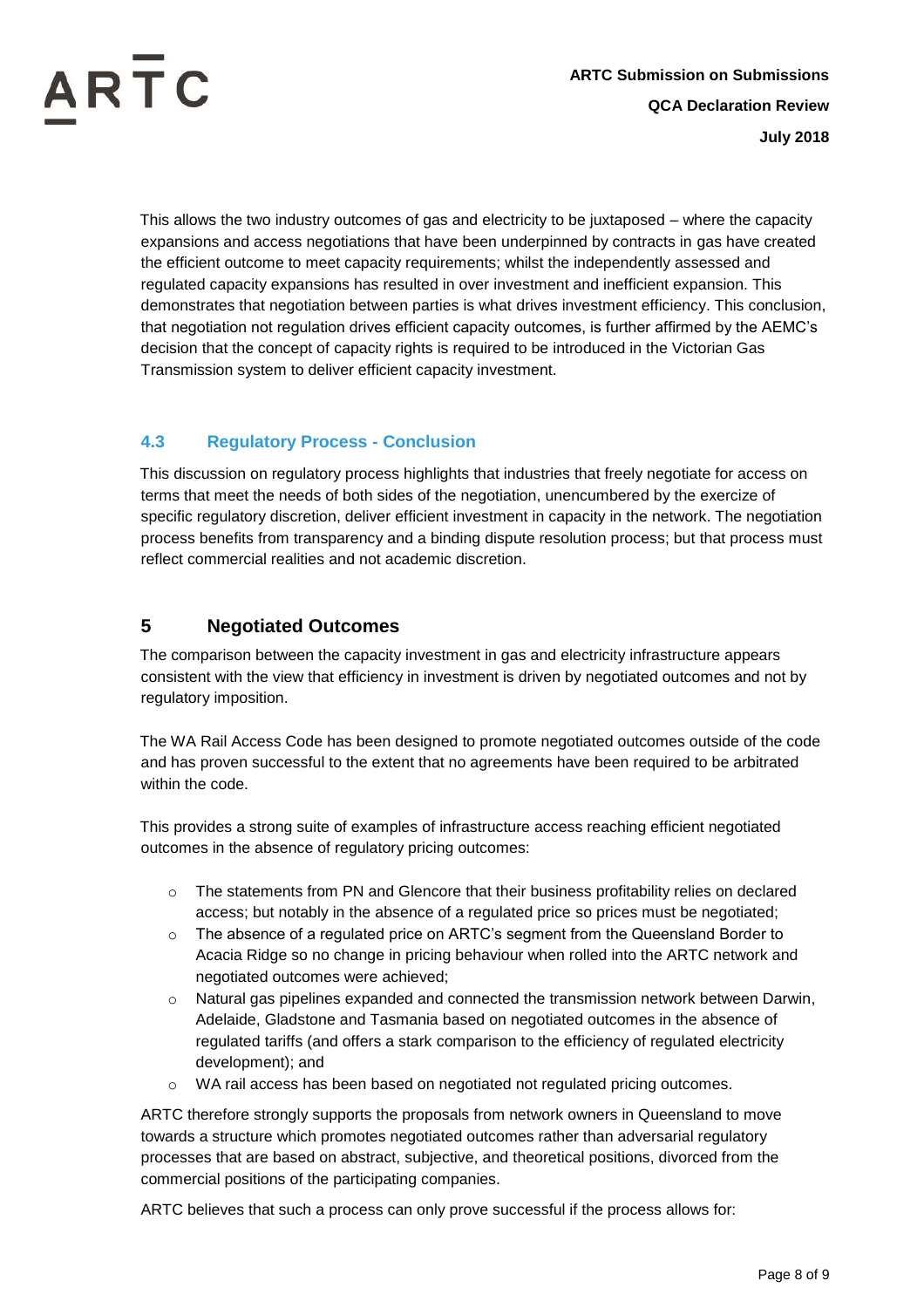This allows the two industry outcomes of gas and electricity to be juxtaposed – where the capacity expansions and access negotiations that have been underpinned by contracts in gas have created the efficient outcome to meet capacity requirements; whilst the independently assessed and regulated capacity expansions has resulted in over investment and inefficient expansion. This demonstrates that negotiation between parties is what drives investment efficiency. This conclusion, that negotiation not regulation drives efficient capacity outcomes, is further affirmed by the AEMC's decision that the concept of capacity rights is required to be introduced in the Victorian Gas Transmission system to deliver efficient capacity investment.

### 4.3 Regulatory Process - Conclusion

This discussion on regulatory process highlights that industries that freely negotiate for access on terms that meet the needs of both sides of the negotiation, unencumbered by the exercize of specific regulatory discretion, deliver efficient investment in capacity in the network. The negotiation process benefits from transparency and a binding dispute resolution process; but that process must reflect commercial realities and not academic discretion.

## 5 Negotiated Outcomes

The comparison between the capacity investment in gas and electricity infrastructure appears consistent with the view that efficiency in investment is driven by negotiated outcomes and not by regulatory imposition.

The WA Rail Access Code has been designed to promote negotiated outcomes outside of the code and has proven successful to the extent that no agreements have been required to be arbitrated within the code.

This provides a strong suite of examples of infrastructure access reaching efficient negotiated outcomes in the absence of regulatory pricing outcomes:

- The statements from PN and Glencore that their business profitability relies on declared access; but notably in the absence of a regulated price so prices must be negotiated;
- The absence of a regulated price on ARTC's segment from the Queensland Border to Acacia Ridge so no change in pricing behaviour when rolled into the ARTC network and negotiated outcomes were achieved;
- Natural gas pipelines expanded and connected the transmission network between Darwin, Adelaide, Gladstone and Tasmania based on negotiated outcomes in the absence of regulated tariffs (and offers a stark comparison to the efficiency of regulated electricity development); and
- WA rail access has been based on negotiated not regulated pricing outcomes.

ARTC therefore strongly supports the proposals from network owners in Queensland to move towards a structure which promotes negotiated outcomes rather than adversarial regulatory processes that are based on abstract, subjective, and theoretical positions, divorced from the commercial positions of the participating companies.

ARTC believes that such a process can only prove successful if the process allows for: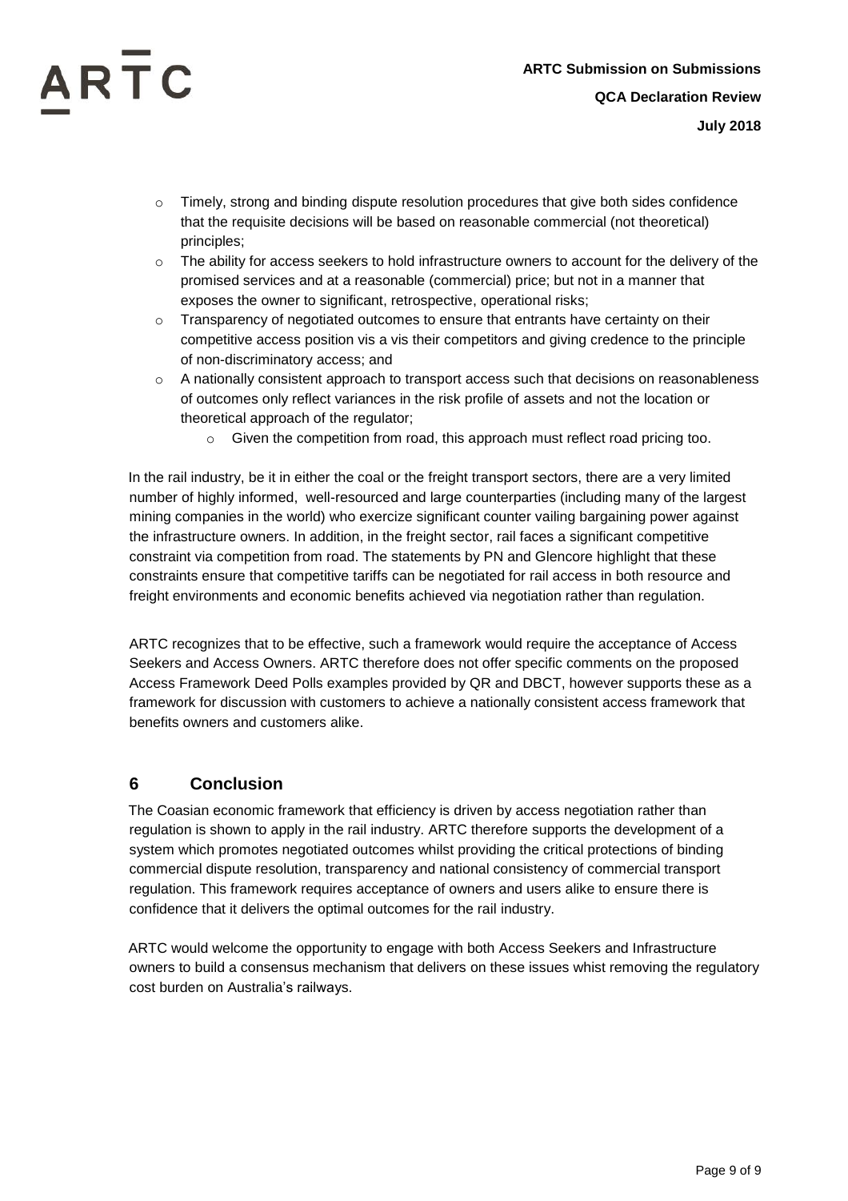- Timely, strong and binding dispute resolution procedures that give both sides confidence that the requisite decisions will be based on reasonable commercial (not theoretical) principles;
- The ability for access seekers to hold infrastructure owners to account for the delivery of the promised services and at a reasonable (commercial) price; but not in a manner that exposes the owner to significant, retrospective, operational risks;
- Transparency of negotiated outcomes to ensure that entrants have certainty on their competitive access position vis a vis their competitors and giving credence to the principle of non-discriminatory access; and
- A nationally consistent approach to transport access such that decisions on reasonableness of outcomes only reflect variances in the risk profile of assets and not the location or theoretical approach of the regulator;
  - Given the competition from road, this approach must reflect road pricing too.

In the rail industry, be it in either the coal or the freight transport sectors, there are a very limited number of highly informed, well-resourced and large counterparties (including many of the largest mining companies in the world) who exercize significant counter vailing bargaining power against the infrastructure owners. In addition, in the freight sector, rail faces a significant competitive constraint via competition from road. The statements by PN and Glencore highlight that these constraints ensure that competitive tariffs can be negotiated for rail access in both resource and freight environments and economic benefits achieved via negotiation rather than regulation.

ARTC recognizes that to be effective, such a framework would require the acceptance of Access Seekers and Access Owners. ARTC therefore does not offer specific comments on the proposed Access Framework Deed Polls examples provided by QR and DBCT, however supports these as a framework for discussion with customers to achieve a nationally consistent access framework that benefits owners and customers alike.

## 6 Conclusion

The Coasian economic framework that efficiency is driven by access negotiation rather than regulation is shown to apply in the rail industry. ARTC therefore supports the development of a system which promotes negotiated outcomes whilst providing the critical protections of binding commercial dispute resolution, transparency and national consistency of commercial transport regulation. This framework requires acceptance of owners and users alike to ensure there is confidence that it delivers the optimal outcomes for the rail industry.

ARTC would welcome the opportunity to engage with both Access Seekers and Infrastructure owners to build a consensus mechanism that delivers on these issues whist removing the regulatory cost burden on Australia's railways.